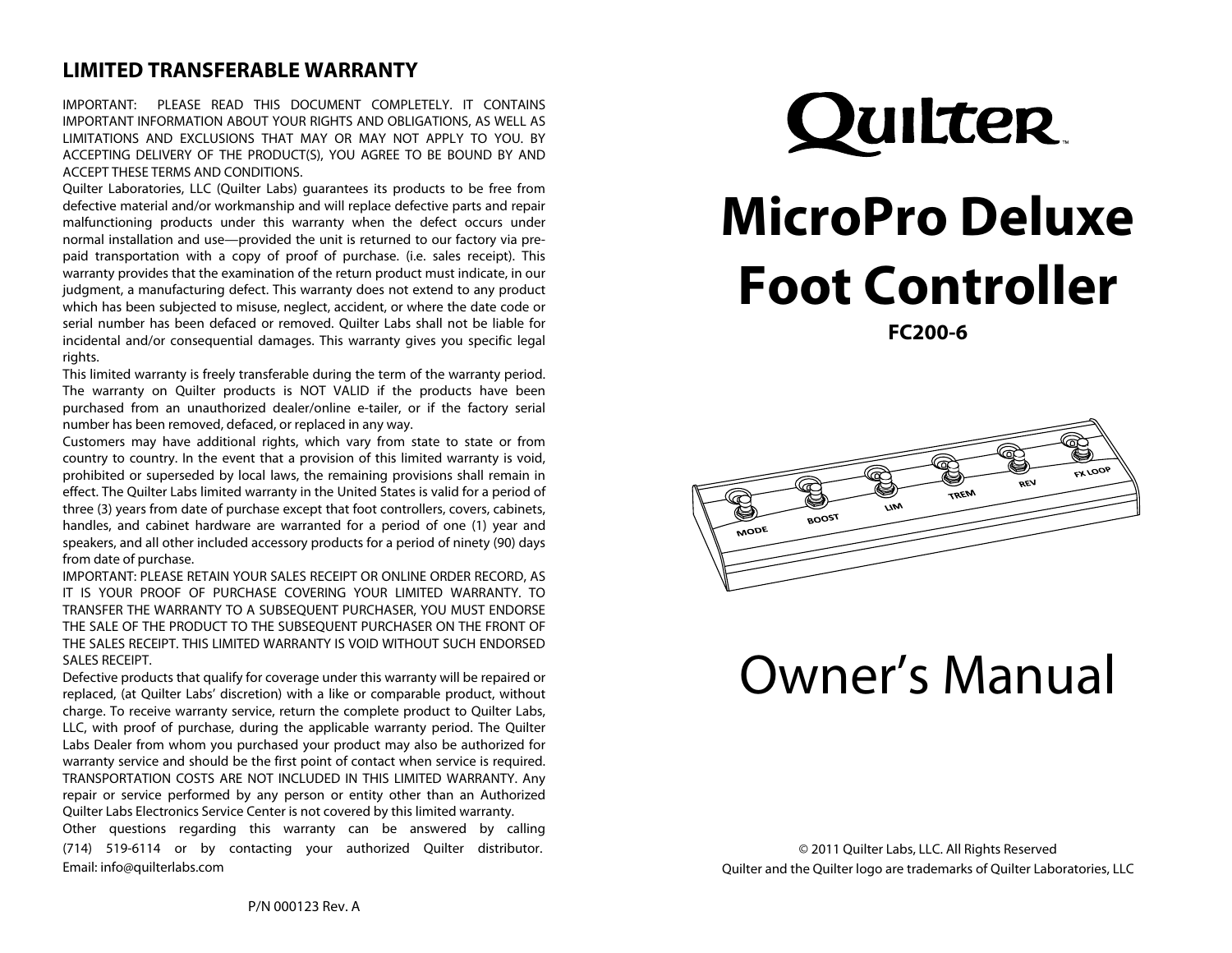## LIMITED TRANSFERABLE WARRANTY

IMPORTANT: PLEASE READ THIS DOCUMENT COMPLETELY. IT CONTAINS IMPORTANT INFORMATION ABOUT YOUR RIGHTS AND OBLIGATIONS, AS WELL AS LIMITATIONS AND EXCLUSIONS THAT MAY OR MAY NOT APPLY TO YOU. BY ACCEPTING DELIVERY OF THE PRODUCT(S), YOU AGREE TO BE BOUND BY AND ACCEPT THESE TERMS AND CONDITIONS.

Quilter Laboratories, LLC (Quilter Labs) guarantees its products to be free from defective material and/or workmanship and will replace defective parts and repair malfunctioning products under this warranty when the defect occurs under normal installation and use—provided the unit is returned to our factory via pre-paid transportation with a copy of proof of purchase. (i.e. sales receipt). This warranty provides that the examination of the return product must indicate, in our judgment, a manufacturing defect. This warranty does not extend to any product which has been subjected to misuse, neglect, accident, or where the date code or serial number has been defaced or removed. Quilter Labs shall not be liable for incidental and/or consequential damages. This warranty gives you specific legal rights.

This limited warranty is freely transferable during the term of the warranty period. The warranty on Quilter products is NOT VALID if the products have been purchased from an unauthorized dealer/online e-tailer, or if the factory serial number has been removed, defaced, or replaced in any way.

Customers may have additional rights, which vary from state to state or from country to country. In the event that a provision of this limited warranty is void, prohibited or superseded by local laws, the remaining provisions shall remain in effect. The Quilter Labs limited warranty in the United States is valid for a period of three (3) years from date of purchase except that foot controllers, covers, cabinets, handles, and cabinet hardware are warranted for a period of one (1) year and speakers, and all other included accessory products for a period of ninety (90) days from date of purchase.

IMPORTANT: PLEASE RETAIN YOUR SALES RECEIPT OR ONLINE ORDER RECORD, AS IT IS YOUR PROOF OF PURCHASE COVERING YOUR LIMITED WARRANTY. TO TRANSFER THE WARRANTY TO A SUBSEQUENT PURCHASER, YOU MUST ENDORSE THE SALE OF THE PRODUCT TO THE SUBSEQUENT PURCHASER ON THE FRONT OF THE SALES RECEIPT. THIS LIMITED WARRANTY IS VOID WITHOUT SUCH ENDORSED SALES RECEIPT.

Defective products that qualify for coverage under this warranty will be repaired or replaced, (at Quilter Labs' discretion) with a like or comparable product, without charge. To receive warranty service, return the complete product to Quilter Labs, LLC, with proof of purchase, during the applicable warranty period. The Quilter Labs Dealer from whom you purchased your product may also be authorized for warranty service and should be the first point of contact when service is required. TRANSPORTATION COSTS ARE NOT INCLUDED IN THIS LIMITED WARRANTY. Any repair or service performed by any person or entity other than an Authorized Quilter Labs Electronics Service Center is not covered by this limited warranty.

Other questions regarding this warranty can be answered by calling (714) 519-6114 or by contacting your authorized Quilter distributor. Email: info@quilterlabs.com

P/N 000123 Rev. A

Quilter™

# MicroPro Deluxe Foot Controller

**FC200-6**

MODE BOOST LIM TREM REV FX LOOP

# Owner's Manual

© 2011 Quilter Labs, LLC. All Rights Reserved
Quilter and the Quilter logo are trademarks of Quilter Laboratories, LLC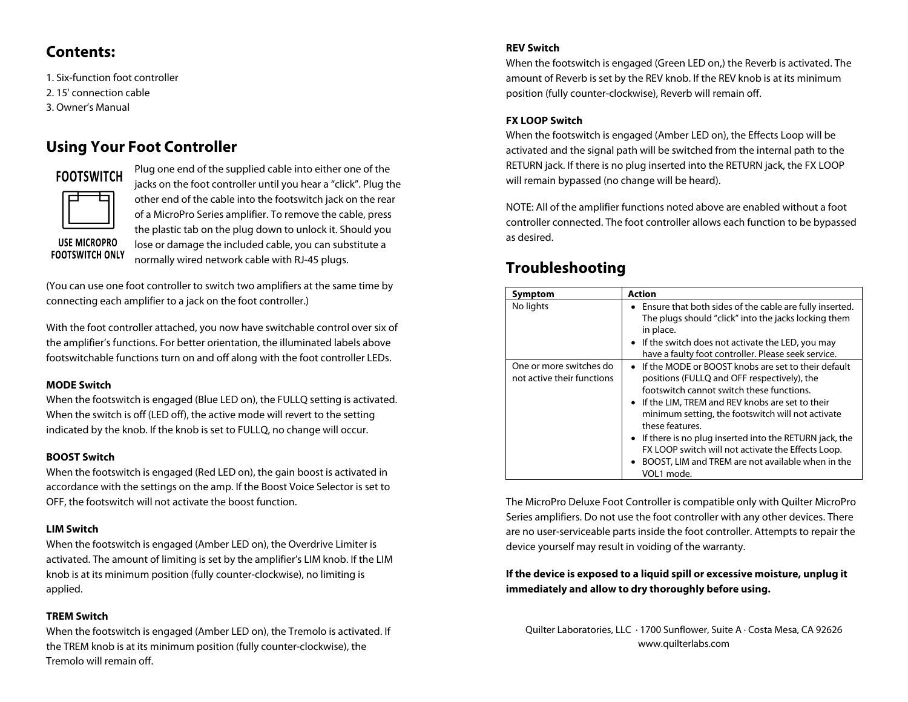## Contents:

1. Six-function foot controller
2. 15' connection cable
3. Owner's Manual

## Using Your Foot Controller

FOOTSWITCH

USE MICROPRO FOOTSWITCH ONLY

Plug one end of the supplied cable into either one of the jacks on the foot controller until you hear a "click". Plug the other end of the cable into the footswitch jack on the rear of a MicroPro Series amplifier. To remove the cable, press the plastic tab on the plug down to unlock it. Should you lose or damage the included cable, you can substitute a normally wired network cable with RJ-45 plugs.

(You can use one foot controller to switch two amplifiers at the same time by connecting each amplifier to a jack on the foot controller.)

With the foot controller attached, you now have switchable control over six of the amplifier's functions. For better orientation, the illuminated labels above footswitchable functions turn on and off along with the foot controller LEDs.

**MODE Switch**
When the footswitch is engaged (Blue LED on), the FULLQ setting is activated. When the switch is off (LED off), the active mode will revert to the setting indicated by the knob. If the knob is set to FULLQ, no change will occur.

**BOOST Switch**
When the footswitch is engaged (Red LED on), the gain boost is activated in accordance with the settings on the amp. If the Boost Voice Selector is set to OFF, the footswitch will not activate the boost function.

**LIM Switch**
When the footswitch is engaged (Amber LED on), the Overdrive Limiter is activated. The amount of limiting is set by the amplifier's LIM knob. If the LIM knob is at its minimum position (fully counter-clockwise), no limiting is applied.

**TREM Switch**
When the footswitch is engaged (Amber LED on), the Tremolo is activated. If the TREM knob is at its minimum position (fully counter-clockwise), the Tremolo will remain off.

**REV Switch**
When the footswitch is engaged (Green LED on,) the Reverb is activated. The amount of Reverb is set by the REV knob. If the REV knob is at its minimum position (fully counter-clockwise), Reverb will remain off.

**FX LOOP Switch**
When the footswitch is engaged (Amber LED on), the Effects Loop will be activated and the signal path will be switched from the internal path to the RETURN jack. If there is no plug inserted into the RETURN jack, the FX LOOP will remain bypassed (no change will be heard).

NOTE: All of the amplifier functions noted above are enabled without a foot controller connected. The foot controller allows each function to be bypassed as desired.

## Troubleshooting

| Symptom | Action |
|---|---|
| No lights | • Ensure that both sides of the cable are fully inserted. The plugs should "click" into the jacks locking them in place.<br>• If the switch does not activate the LED, you may have a faulty foot controller. Please seek service. |
| One or more switches do not active their functions | • If the MODE or BOOST knobs are set to their default positions (FULLQ and OFF respectively), the footswitch cannot switch these functions.<br>• If the LIM, TREM and REV knobs are set to their minimum setting, the footswitch will not activate these features.<br>• If there is no plug inserted into the RETURN jack, the FX LOOP switch will not activate the Effects Loop.<br>• BOOST, LIM and TREM are not available when in the VOL1 mode. |

The MicroPro Deluxe Foot Controller is compatible only with Quilter MicroPro Series amplifiers. Do not use the foot controller with any other devices. There are no user-serviceable parts inside the foot controller. Attempts to repair the device yourself may result in voiding of the warranty.

**If the device is exposed to a liquid spill or excessive moisture, unplug it immediately and allow to dry thoroughly before using.**

Quilter Laboratories, LLC · 1700 Sunflower, Suite A · Costa Mesa, CA 92626
www.quilterlabs.com